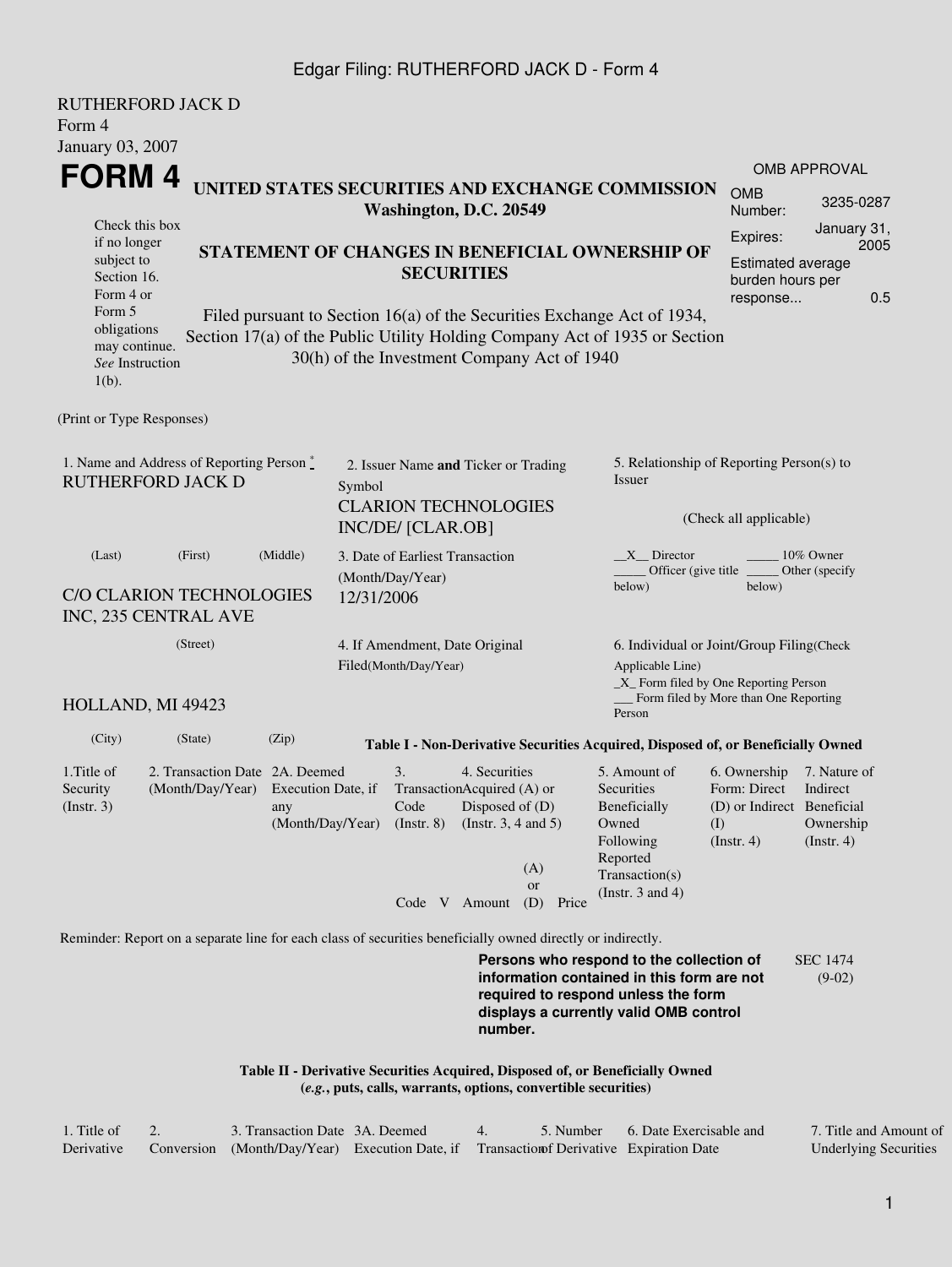RUTHERFORD JACK D
Form 4
January 03, 2007

# FORM 4

Check this box if no longer subject to Section 16. Form 4 or Form 5 obligations may continue. *See* Instruction 1(b).

## UNITED STATES SECURITIES AND EXCHANGE COMMISSION
**Washington, D.C. 20549**

## STATEMENT OF CHANGES IN BENEFICIAL OWNERSHIP OF SECURITIES

Filed pursuant to Section 16(a) of the Securities Exchange Act of 1934, Section 17(a) of the Public Utility Holding Company Act of 1935 or Section 30(h) of the Investment Company Act of 1940

| OMB APPROVAL | |
|---|---|
| OMB Number: | 3235-0287 |
| Expires: | January 31, 2005 |
| Estimated average burden hours per response... | 0.5 |

(Print or Type Responses)

1. Name and Address of Reporting Person *
RUTHERFORD JACK D

(Last) (First) (Middle)

C/O CLARION TECHNOLOGIES INC, 235 CENTRAL AVE

(Street)

HOLLAND, MI 49423

(City) (State) (Zip)

2. Issuer Name **and** Ticker or Trading Symbol
CLARION TECHNOLOGIES INC/DE/ [CLAR.OB]

3. Date of Earliest Transaction (Month/Day/Year)
12/31/2006

4. If Amendment, Date Original Filed(Month/Day/Year)

5. Relationship of Reporting Person(s) to Issuer

(Check all applicable)

__X__ Director _____ 10% Owner
_____ Officer (give title below) _____ Other (specify below)

6. Individual or Joint/Group Filing(Check Applicable Line)
_X_ Form filed by One Reporting Person
___ Form filed by More than One Reporting Person

**Table I - Non-Derivative Securities Acquired, Disposed of, or Beneficially Owned**

| 1.Title of Security (Instr. 3) | 2. Transaction Date (Month/Day/Year) | 2A. Deemed Execution Date, if any (Month/Day/Year) | 3. Transaction Code (Instr. 8) | | 4. Securities Acquired (A) or Disposed of (D) (Instr. 3, 4 and 5) | | | 5. Amount of Securities Beneficially Owned Following Reported Transaction(s) (Instr. 3 and 4) | 6. Ownership Form: Direct (D) or Indirect (I) (Instr. 4) | 7. Nature of Indirect Beneficial Ownership (Instr. 4) |
|---|---|---|---|---|---|---|---|---|---|---|
| | | | Code | V | Amount | (A) or (D) | Price | | | |

Reminder: Report on a separate line for each class of securities beneficially owned directly or indirectly.

**Persons who respond to the collection of information contained in this form are not required to respond unless the form displays a currently valid OMB control number.**

SEC 1474 (9-02)

**Table II - Derivative Securities Acquired, Disposed of, or Beneficially Owned**
**(*e.g.*, puts, calls, warrants, options, convertible securities)**

| 1. Title of Derivative | 2. Conversion | 3. Transaction Date (Month/Day/Year) | 3A. Deemed Execution Date, if | 4. Transaction | 5. Number of Derivative | 6. Date Exercisable and Expiration Date | 7. Title and Amount of Underlying Securities |
|---|---|---|---|---|---|---|---|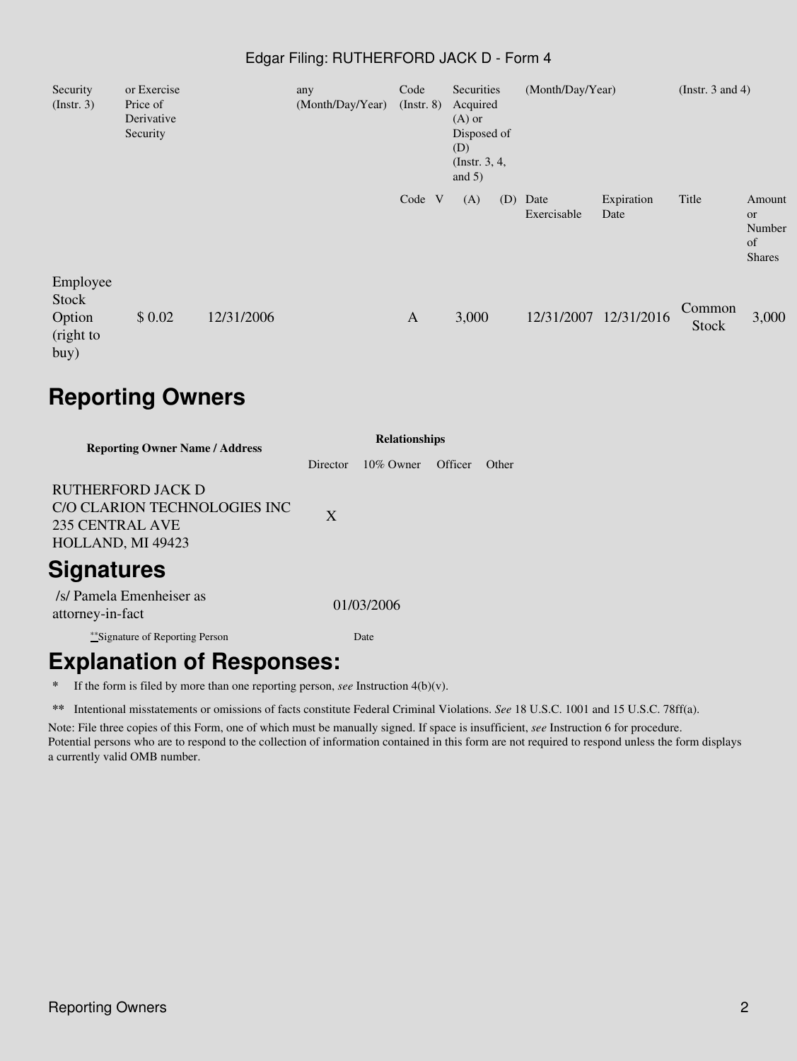| Security (Instr. 3) | or Exercise Price of Derivative Security | | any (Month/Day/Year) | Code (Instr. 8) | | Securities Acquired (A) or Disposed of (D) (Instr. 3, 4, and 5) | | (Month/Day/Year) | | (Instr. 3 and 4) | |
|---|---|---|---|---|---|---|---|---|---|---|---|
| | | | | Code | V | (A) | (D) | Date Exercisable | Expiration Date | Title | Amount or Number of Shares |
| Employee Stock Option (right to buy) | $ 0.02 | 12/31/2006 | | A | | 3,000 | | 12/31/2007 | 12/31/2016 | Common Stock | 3,000 |

# Reporting Owners

| Reporting Owner Name / Address | Relationships | | | |
|---|---|---|---|---|
| | Director | 10% Owner | Officer | Other |
| RUTHERFORD JACK D<br>C/O CLARION TECHNOLOGIES INC<br>235 CENTRAL AVE<br>HOLLAND, MI 49423 | X | | | |

# Signatures

| | |
|---|---|
| /s/ Pamela Emenheiser as attorney-in-fact | 01/03/2006 |
| **Signature of Reporting Person | Date |

# Explanation of Responses:

\* If the form is filed by more than one reporting person, *see* Instruction 4(b)(v).

\*\* Intentional misstatements or omissions of facts constitute Federal Criminal Violations. *See* 18 U.S.C. 1001 and 15 U.S.C. 78ff(a).

Note: File three copies of this Form, one of which must be manually signed. If space is insufficient, *see* Instruction 6 for procedure.
Potential persons who are to respond to the collection of information contained in this form are not required to respond unless the form displays a currently valid OMB number.